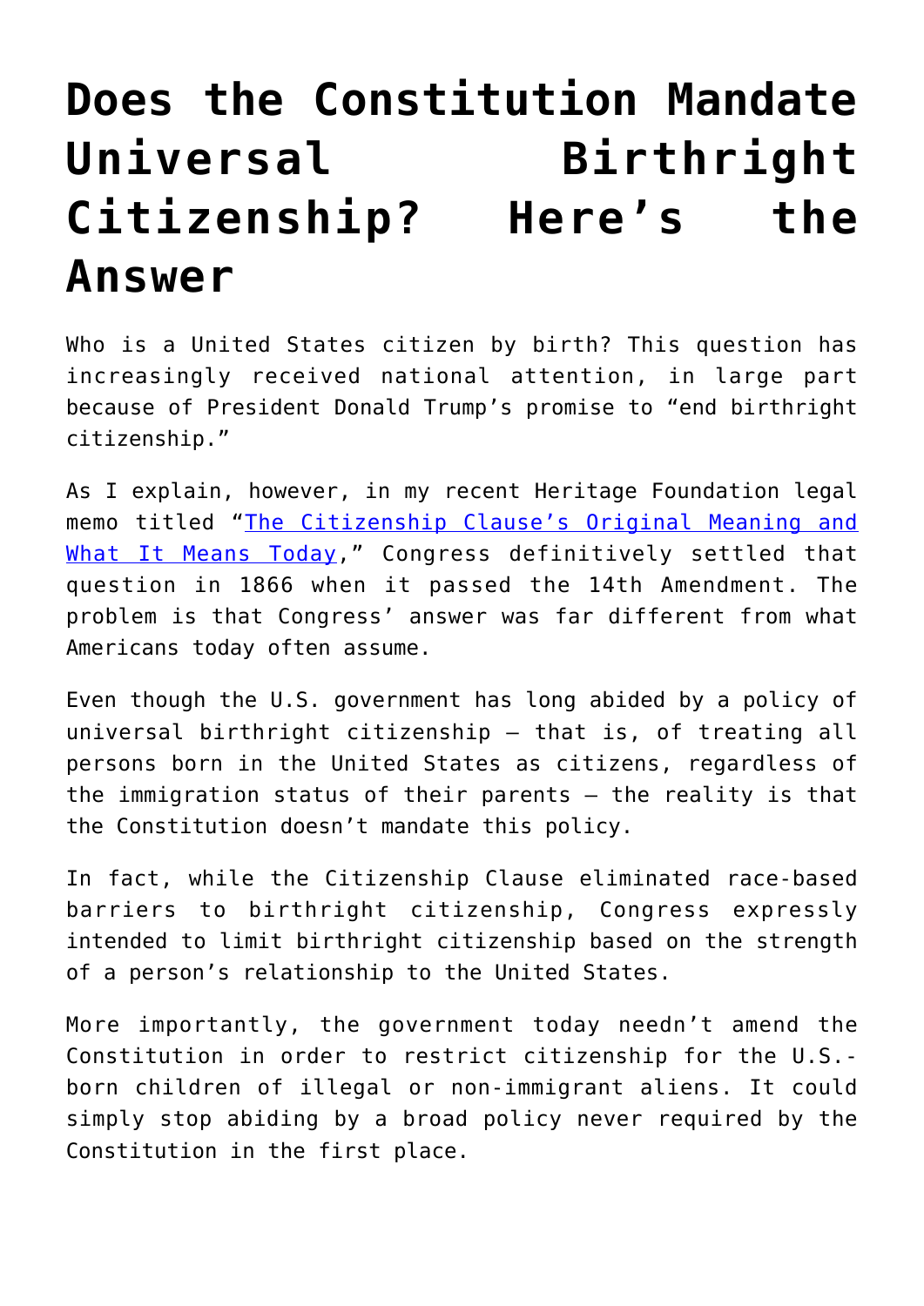# Does the Constitution Mandate Universal Birthright Citizenship? Here's the Answer

Who is a United States citizen by birth? This question has increasingly received national attention, in large part because of President Donald Trump's promise to "end birthright citizenship."

As I explain, however, in my recent Heritage Foundation legal memo titled "[The Citizenship Clause's Original Meaning and What It Means Today](#)," Congress definitively settled that question in 1866 when it passed the 14th Amendment. The problem is that Congress' answer was far different from what Americans today often assume.

Even though the U.S. government has long abided by a policy of universal birthright citizenship — that is, of treating all persons born in the United States as citizens, regardless of the immigration status of their parents — the reality is that the Constitution doesn't mandate this policy.

In fact, while the Citizenship Clause eliminated race-based barriers to birthright citizenship, Congress expressly intended to limit birthright citizenship based on the strength of a person's relationship to the United States.

More importantly, the government today needn't amend the Constitution in order to restrict citizenship for the U.S.-born children of illegal or non-immigrant aliens. It could simply stop abiding by a broad policy never required by the Constitution in the first place.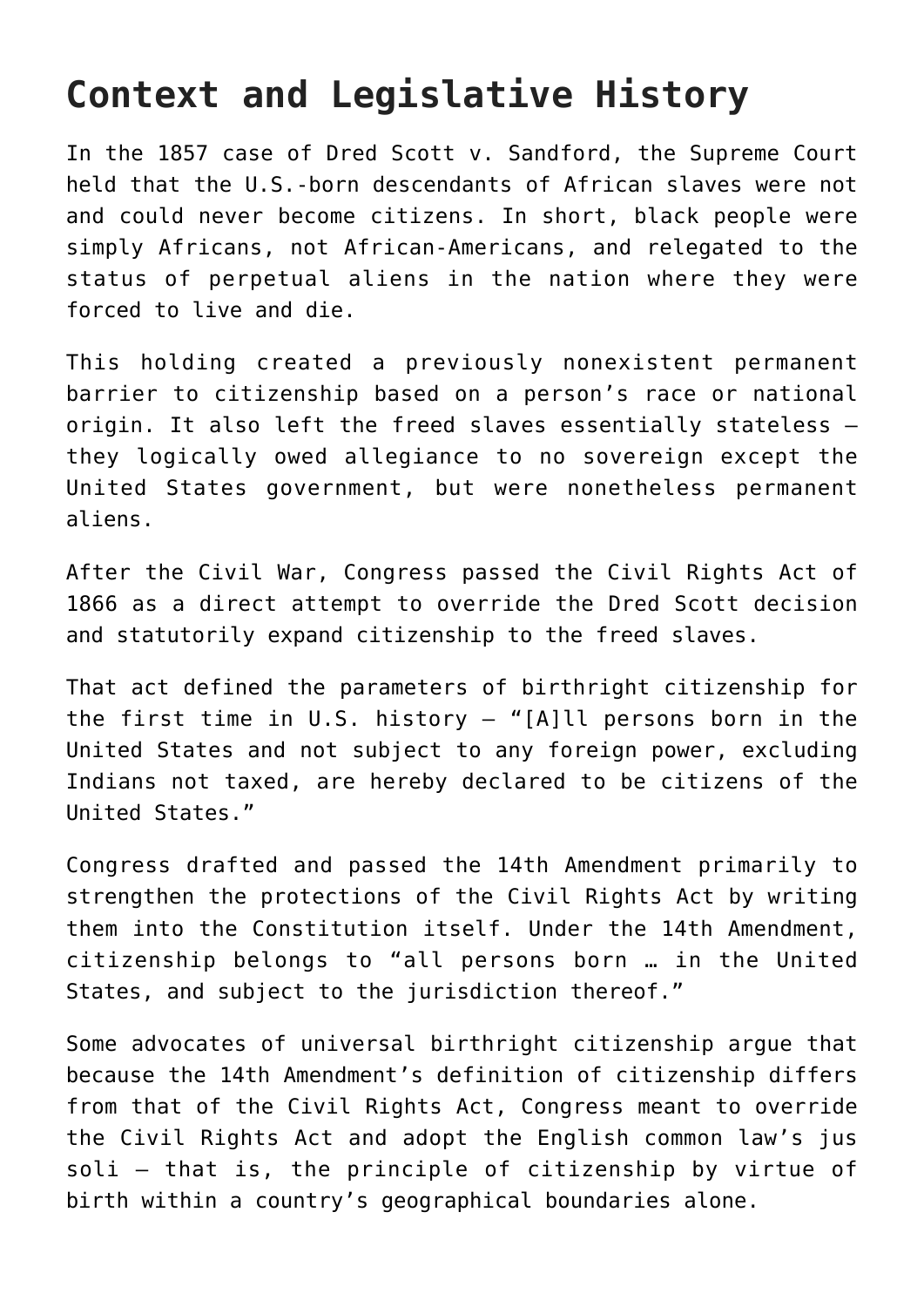## Context and Legislative History

In the 1857 case of Dred Scott v. Sandford, the Supreme Court held that the U.S.-born descendants of African slaves were not and could never become citizens. In short, black people were simply Africans, not African-Americans, and relegated to the status of perpetual aliens in the nation where they were forced to live and die.

This holding created a previously nonexistent permanent barrier to citizenship based on a person's race or national origin. It also left the freed slaves essentially stateless – they logically owed allegiance to no sovereign except the United States government, but were nonetheless permanent aliens.

After the Civil War, Congress passed the Civil Rights Act of 1866 as a direct attempt to override the Dred Scott decision and statutorily expand citizenship to the freed slaves.

That act defined the parameters of birthright citizenship for the first time in U.S. history – "[A]ll persons born in the United States and not subject to any foreign power, excluding Indians not taxed, are hereby declared to be citizens of the United States."

Congress drafted and passed the 14th Amendment primarily to strengthen the protections of the Civil Rights Act by writing them into the Constitution itself. Under the 14th Amendment, citizenship belongs to "all persons born … in the United States, and subject to the jurisdiction thereof."

Some advocates of universal birthright citizenship argue that because the 14th Amendment's definition of citizenship differs from that of the Civil Rights Act, Congress meant to override the Civil Rights Act and adopt the English common law's jus soli – that is, the principle of citizenship by virtue of birth within a country's geographical boundaries alone.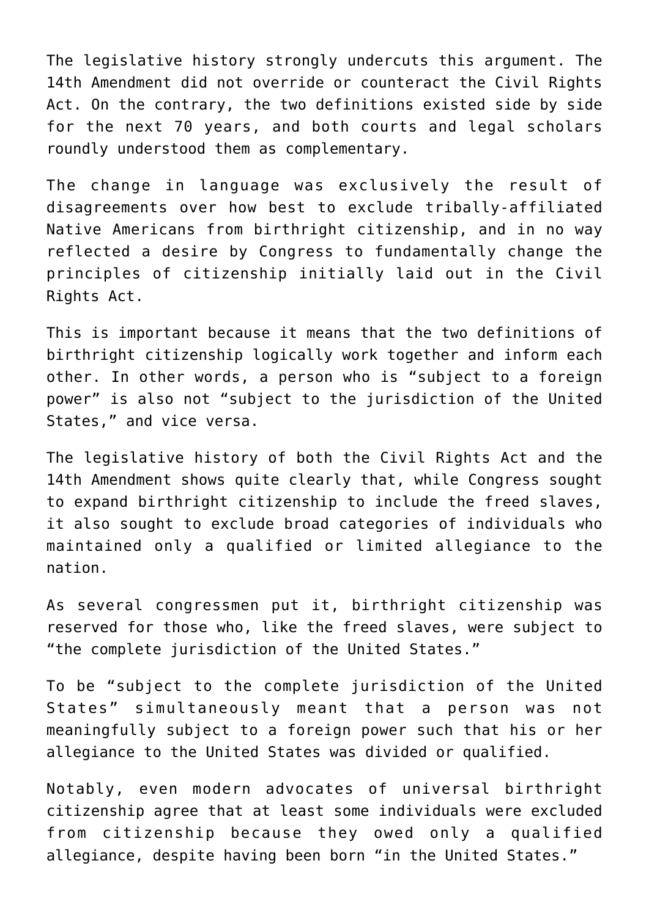The legislative history strongly undercuts this argument. The 14th Amendment did not override or counteract the Civil Rights Act. On the contrary, the two definitions existed side by side for the next 70 years, and both courts and legal scholars roundly understood them as complementary.

The change in language was exclusively the result of disagreements over how best to exclude tribally-affiliated Native Americans from birthright citizenship, and in no way reflected a desire by Congress to fundamentally change the principles of citizenship initially laid out in the Civil Rights Act.

This is important because it means that the two definitions of birthright citizenship logically work together and inform each other. In other words, a person who is "subject to a foreign power" is also not "subject to the jurisdiction of the United States," and vice versa.

The legislative history of both the Civil Rights Act and the 14th Amendment shows quite clearly that, while Congress sought to expand birthright citizenship to include the freed slaves, it also sought to exclude broad categories of individuals who maintained only a qualified or limited allegiance to the nation.

As several congressmen put it, birthright citizenship was reserved for those who, like the freed slaves, were subject to "the complete jurisdiction of the United States."

To be "subject to the complete jurisdiction of the United States" simultaneously meant that a person was not meaningfully subject to a foreign power such that his or her allegiance to the United States was divided or qualified.

Notably, even modern advocates of universal birthright citizenship agree that at least some individuals were excluded from citizenship because they owed only a qualified allegiance, despite having been born "in the United States."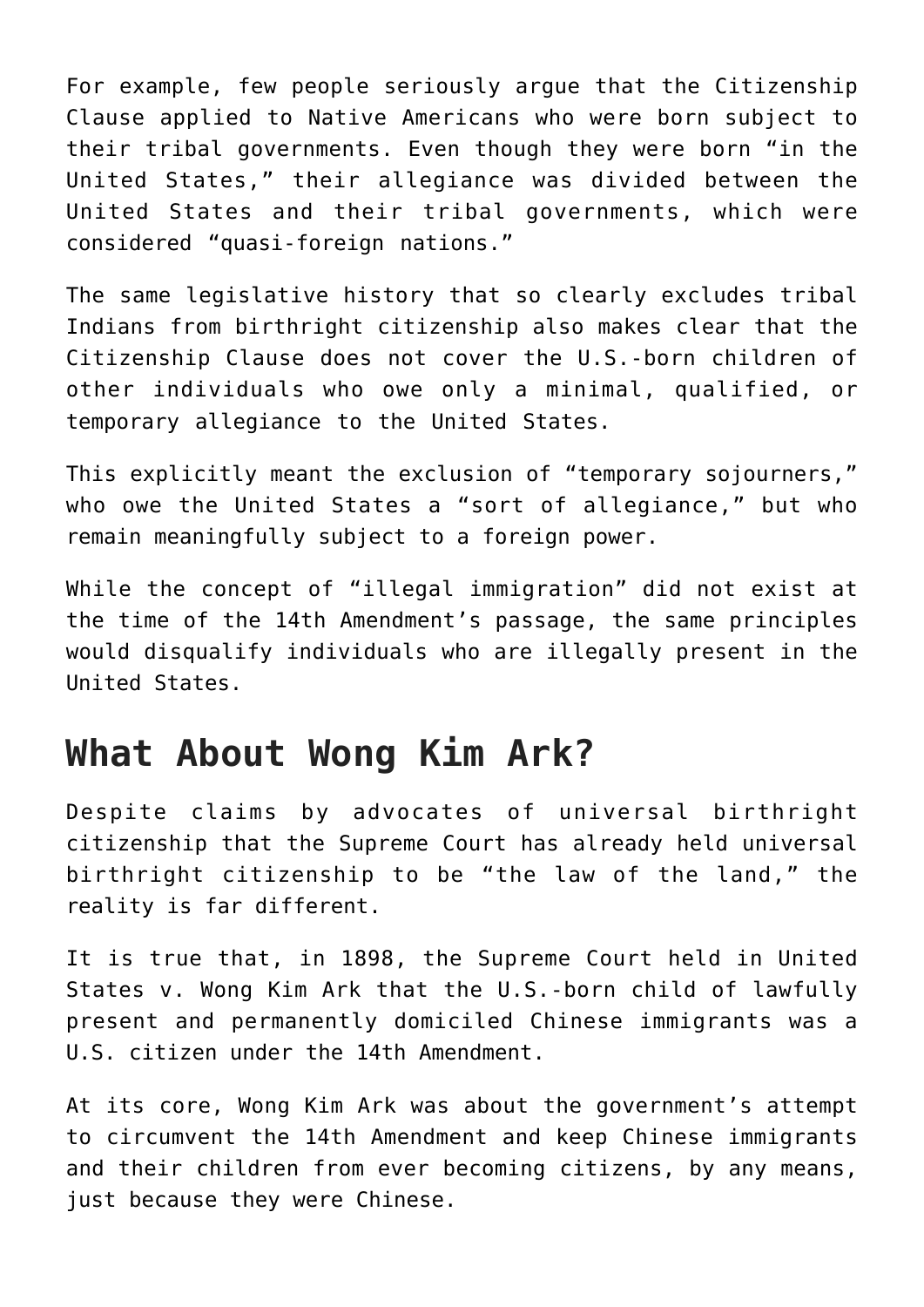For example, few people seriously argue that the Citizenship Clause applied to Native Americans who were born subject to their tribal governments. Even though they were born “in the United States,” their allegiance was divided between the United States and their tribal governments, which were considered “quasi-foreign nations.”

The same legislative history that so clearly excludes tribal Indians from birthright citizenship also makes clear that the Citizenship Clause does not cover the U.S.-born children of other individuals who owe only a minimal, qualified, or temporary allegiance to the United States.

This explicitly meant the exclusion of “temporary sojourners,” who owe the United States a “sort of allegiance,” but who remain meaningfully subject to a foreign power.

While the concept of “illegal immigration” did not exist at the time of the 14th Amendment’s passage, the same principles would disqualify individuals who are illegally present in the United States.

## What About Wong Kim Ark?

Despite claims by advocates of universal birthright citizenship that the Supreme Court has already held universal birthright citizenship to be “the law of the land,” the reality is far different.

It is true that, in 1898, the Supreme Court held in United States v. Wong Kim Ark that the U.S.-born child of lawfully present and permanently domiciled Chinese immigrants was a U.S. citizen under the 14th Amendment.

At its core, Wong Kim Ark was about the government’s attempt to circumvent the 14th Amendment and keep Chinese immigrants and their children from ever becoming citizens, by any means, just because they were Chinese.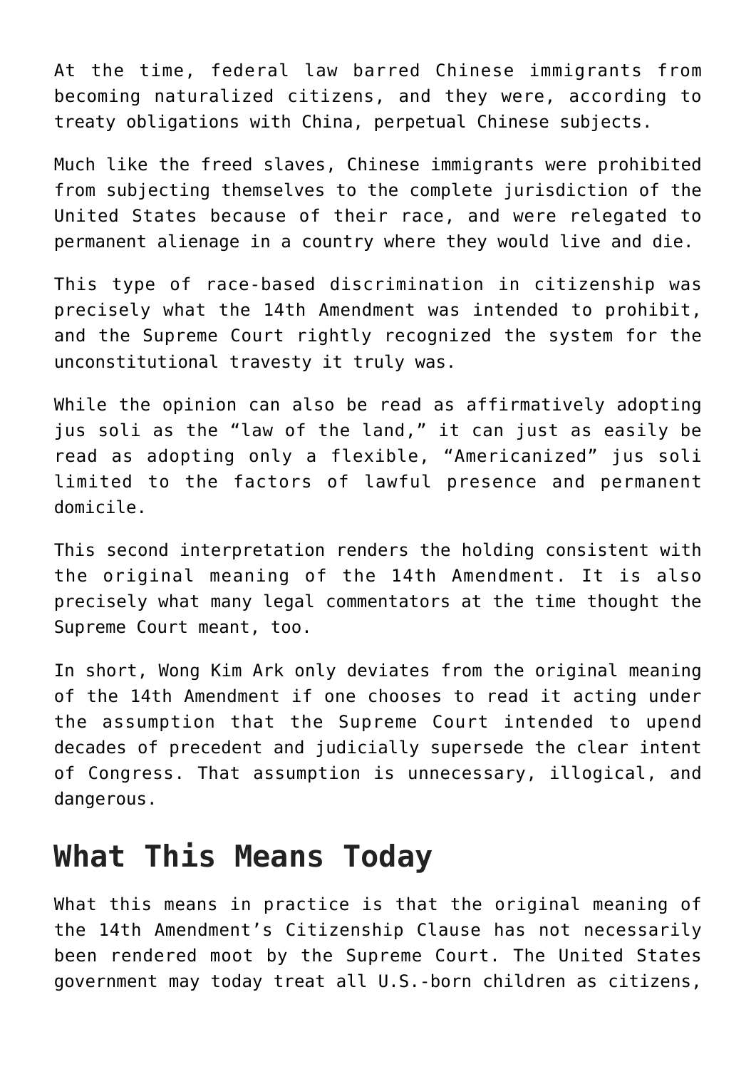At the time, federal law barred Chinese immigrants from becoming naturalized citizens, and they were, according to treaty obligations with China, perpetual Chinese subjects.

Much like the freed slaves, Chinese immigrants were prohibited from subjecting themselves to the complete jurisdiction of the United States because of their race, and were relegated to permanent alienage in a country where they would live and die.

This type of race-based discrimination in citizenship was precisely what the 14th Amendment was intended to prohibit, and the Supreme Court rightly recognized the system for the unconstitutional travesty it truly was.

While the opinion can also be read as affirmatively adopting jus soli as the "law of the land," it can just as easily be read as adopting only a flexible, "Americanized" jus soli limited to the factors of lawful presence and permanent domicile.

This second interpretation renders the holding consistent with the original meaning of the 14th Amendment. It is also precisely what many legal commentators at the time thought the Supreme Court meant, too.

In short, Wong Kim Ark only deviates from the original meaning of the 14th Amendment if one chooses to read it acting under the assumption that the Supreme Court intended to upend decades of precedent and judicially supersede the clear intent of Congress. That assumption is unnecessary, illogical, and dangerous.

## What This Means Today

What this means in practice is that the original meaning of the 14th Amendment's Citizenship Clause has not necessarily been rendered moot by the Supreme Court. The United States government may today treat all U.S.-born children as citizens,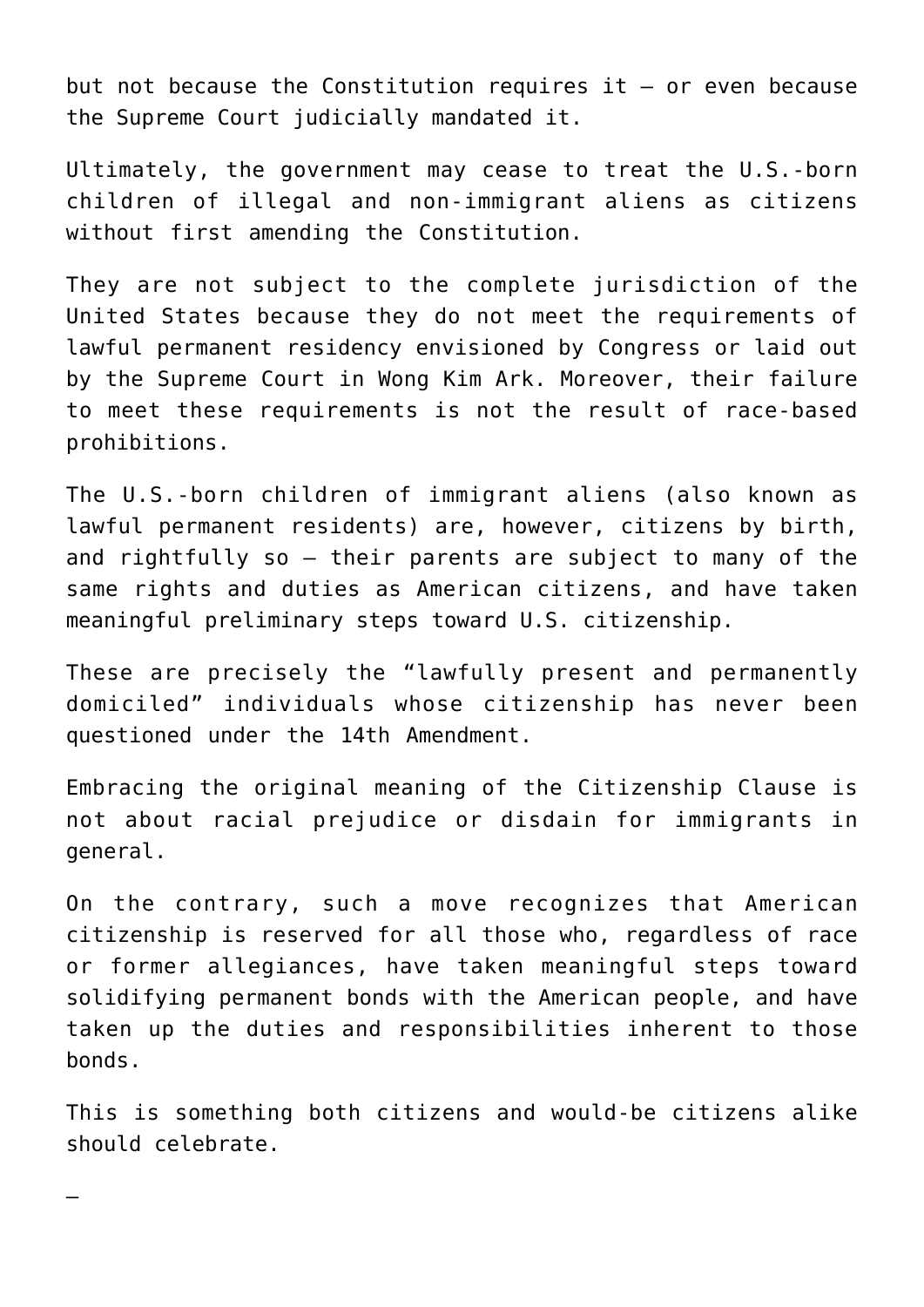but not because the Constitution requires it — or even because the Supreme Court judicially mandated it.

Ultimately, the government may cease to treat the U.S.-born children of illegal and non-immigrant aliens as citizens without first amending the Constitution.

They are not subject to the complete jurisdiction of the United States because they do not meet the requirements of lawful permanent residency envisioned by Congress or laid out by the Supreme Court in Wong Kim Ark. Moreover, their failure to meet these requirements is not the result of race-based prohibitions.

The U.S.-born children of immigrant aliens (also known as lawful permanent residents) are, however, citizens by birth, and rightfully so — their parents are subject to many of the same rights and duties as American citizens, and have taken meaningful preliminary steps toward U.S. citizenship.

These are precisely the "lawfully present and permanently domiciled" individuals whose citizenship has never been questioned under the 14th Amendment.

Embracing the original meaning of the Citizenship Clause is not about racial prejudice or disdain for immigrants in general.

On the contrary, such a move recognizes that American citizenship is reserved for all those who, regardless of race or former allegiances, have taken meaningful steps toward solidifying permanent bonds with the American people, and have taken up the duties and responsibilities inherent to those bonds.

This is something both citizens and would-be citizens alike should celebrate.

—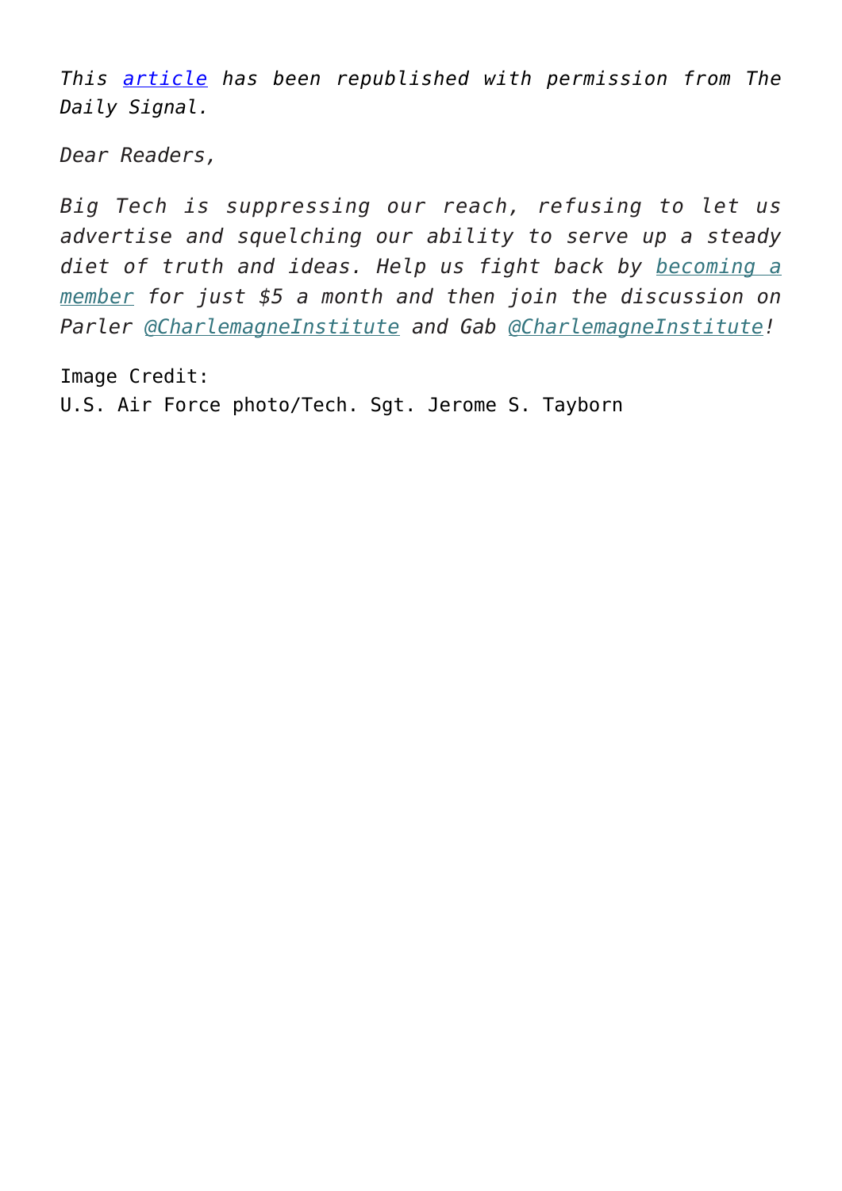*This [article](article) has been republished with permission from The Daily Signal.*

*Dear Readers,*

*Big Tech is suppressing our reach, refusing to let us advertise and squelching our ability to serve up a steady diet of truth and ideas. Help us fight back by [becoming a member](becoming a member) for just $5 a month and then join the discussion on Parler [@CharlemagneInstitute](@CharlemagneInstitute) and Gab [@CharlemagneInstitute](@CharlemagneInstitute)!*

Image Credit:
U.S. Air Force photo/Tech. Sgt. Jerome S. Tayborn